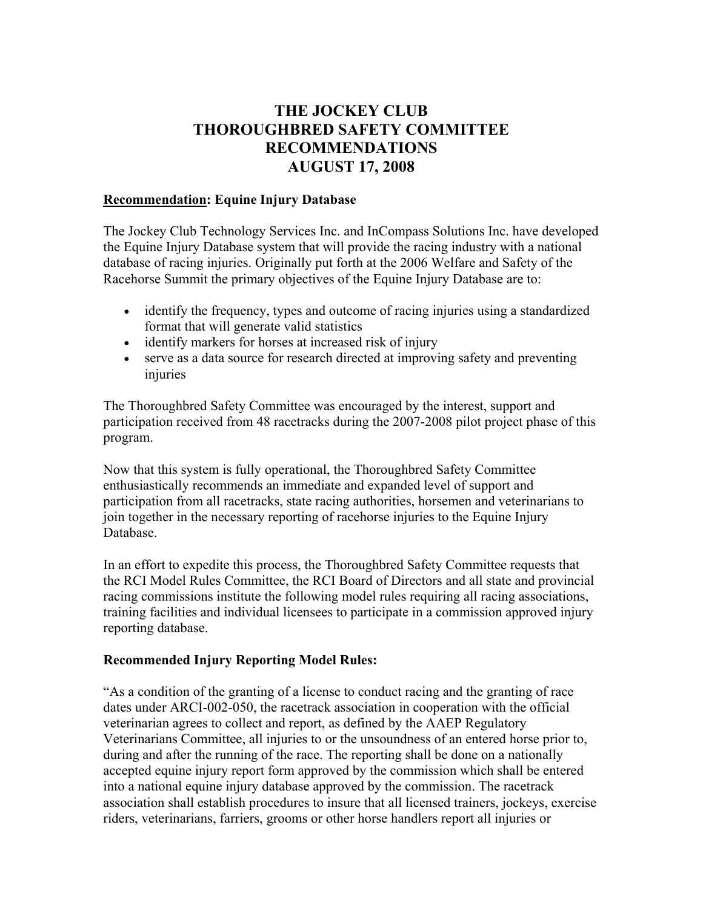# THE JOCKEY CLUB
# THOROUGHBRED SAFETY COMMITTEE
# RECOMMENDATIONS
# AUGUST 17, 2008

**<u>Recommendation</u>: Equine Injury Database**

The Jockey Club Technology Services Inc. and InCompass Solutions Inc. have developed the Equine Injury Database system that will provide the racing industry with a national database of racing injuries. Originally put forth at the 2006 Welfare and Safety of the Racehorse Summit the primary objectives of the Equine Injury Database are to:

- identify the frequency, types and outcome of racing injuries using a standardized format that will generate valid statistics
- identify markers for horses at increased risk of injury
- serve as a data source for research directed at improving safety and preventing injuries

The Thoroughbred Safety Committee was encouraged by the interest, support and participation received from 48 racetracks during the 2007-2008 pilot project phase of this program.

Now that this system is fully operational, the Thoroughbred Safety Committee enthusiastically recommends an immediate and expanded level of support and participation from all racetracks, state racing authorities, horsemen and veterinarians to join together in the necessary reporting of racehorse injuries to the Equine Injury Database.

In an effort to expedite this process, the Thoroughbred Safety Committee requests that the RCI Model Rules Committee, the RCI Board of Directors and all state and provincial racing commissions institute the following model rules requiring all racing associations, training facilities and individual licensees to participate in a commission approved injury reporting database.

**Recommended Injury Reporting Model Rules:**

"As a condition of the granting of a license to conduct racing and the granting of race dates under ARCI-002-050, the racetrack association in cooperation with the official veterinarian agrees to collect and report, as defined by the AAEP Regulatory Veterinarians Committee, all injuries to or the unsoundness of an entered horse prior to, during and after the running of the race. The reporting shall be done on a nationally accepted equine injury report form approved by the commission which shall be entered into a national equine injury database approved by the commission. The racetrack association shall establish procedures to insure that all licensed trainers, jockeys, exercise riders, veterinarians, farriers, grooms or other horse handlers report all injuries or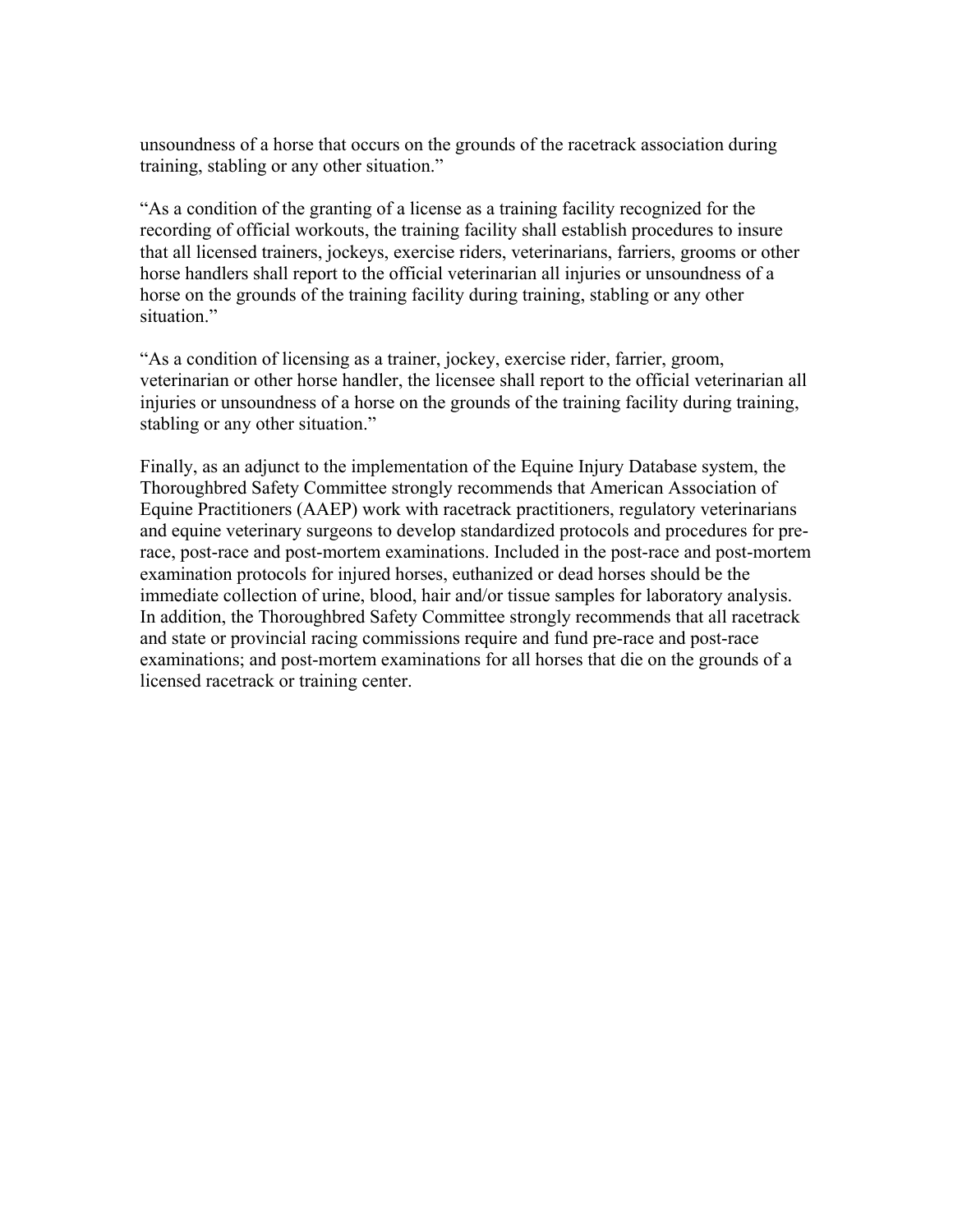unsoundness of a horse that occurs on the grounds of the racetrack association during training, stabling or any other situation."

"As a condition of the granting of a license as a training facility recognized for the recording of official workouts, the training facility shall establish procedures to insure that all licensed trainers, jockeys, exercise riders, veterinarians, farriers, grooms or other horse handlers shall report to the official veterinarian all injuries or unsoundness of a horse on the grounds of the training facility during training, stabling or any other situation."

"As a condition of licensing as a trainer, jockey, exercise rider, farrier, groom, veterinarian or other horse handler, the licensee shall report to the official veterinarian all injuries or unsoundness of a horse on the grounds of the training facility during training, stabling or any other situation."

Finally, as an adjunct to the implementation of the Equine Injury Database system, the Thoroughbred Safety Committee strongly recommends that American Association of Equine Practitioners (AAEP) work with racetrack practitioners, regulatory veterinarians and equine veterinary surgeons to develop standardized protocols and procedures for pre-race, post-race and post-mortem examinations. Included in the post-race and post-mortem examination protocols for injured horses, euthanized or dead horses should be the immediate collection of urine, blood, hair and/or tissue samples for laboratory analysis. In addition, the Thoroughbred Safety Committee strongly recommends that all racetrack and state or provincial racing commissions require and fund pre-race and post-race examinations; and post-mortem examinations for all horses that die on the grounds of a licensed racetrack or training center.